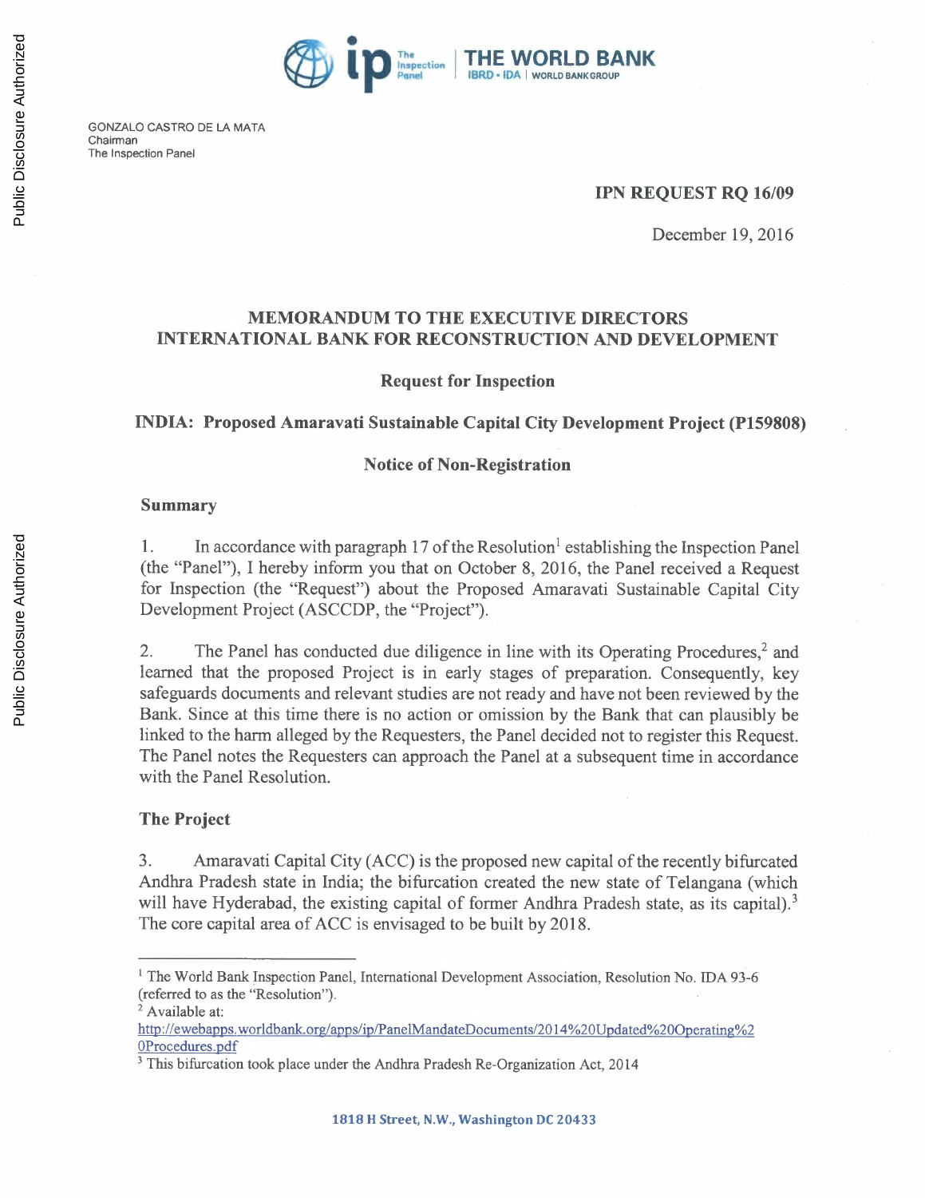GONZALO CASTRO DE LA MATA
Chairman
The Inspection Panel

**IPN REQUEST RQ 16/09**

December 19, 2016

## MEMORANDUM TO THE EXECUTIVE DIRECTORS INTERNATIONAL BANK FOR RECONSTRUCTION AND DEVELOPMENT

### Request for Inspection

### INDIA: Proposed Amaravati Sustainable Capital City Development Project (P159808)

### Notice of Non-Registration

**Summary**

1. In accordance with paragraph 17 of the Resolution[1] establishing the Inspection Panel (the "Panel"), I hereby inform you that on October 8, 2016, the Panel received a Request for Inspection (the "Request") about the Proposed Amaravati Sustainable Capital City Development Project (ASCCDP, the "Project").

2. The Panel has conducted due diligence in line with its Operating Procedures,[2] and learned that the proposed Project is in early stages of preparation. Consequently, key safeguards documents and relevant studies are not ready and have not been reviewed by the Bank. Since at this time there is no action or omission by the Bank that can plausibly be linked to the harm alleged by the Requesters, the Panel decided not to register this Request. The Panel notes the Requesters can approach the Panel at a subsequent time in accordance with the Panel Resolution.

**The Project**

3. Amaravati Capital City (ACC) is the proposed new capital of the recently bifurcated Andhra Pradesh state in India; the bifurcation created the new state of Telangana (which will have Hyderabad, the existing capital of former Andhra Pradesh state, as its capital).[3] The core capital area of ACC is envisaged to be built by 2018.

---

[1] The World Bank Inspection Panel, International Development Association, Resolution No. IDA 93-6 (referred to as the "Resolution").

[2] Available at: http://ewebapps.worldbank.org/apps/ip/PanelMandateDocuments/2014%20Updated%20Operating%20Procedures.pdf

[3] This bifurcation took place under the Andhra Pradesh Re-Organization Act, 2014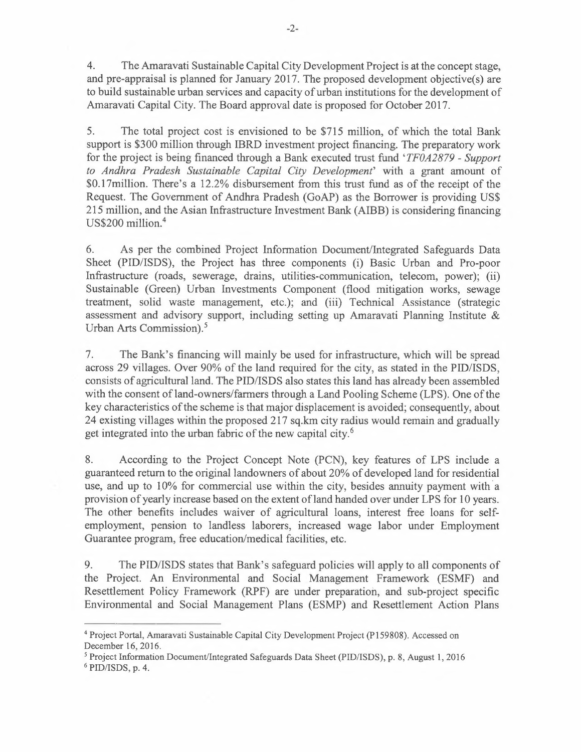4. The Amaravati Sustainable Capital City Development Project is at the concept stage, and pre-appraisal is planned for January 2017. The proposed development objective(s) are to build sustainable urban services and capacity of urban institutions for the development of Amaravati Capital City. The Board approval date is proposed for October 2017.

5. The total project cost is envisioned to be $715 million, of which the total Bank support is $300 million through IBRD investment project financing. The preparatory work for the project is being financed through a Bank executed trust fund '*TF0A2879 - Support to Andhra Pradesh Sustainable Capital City Development*' with a grant amount of $0.17million. There's a 12.2% disbursement from this trust fund as of the receipt of the Request. The Government of Andhra Pradesh (GoAP) as the Borrower is providing US$ 215 million, and the Asian Infrastructure Investment Bank (AIBB) is considering financing US$200 million.[4]

6. As per the combined Project Information Document/Integrated Safeguards Data Sheet (PID/ISDS), the Project has three components (i) Basic Urban and Pro-poor Infrastructure (roads, sewerage, drains, utilities-communication, telecom, power); (ii) Sustainable (Green) Urban Investments Component (flood mitigation works, sewage treatment, solid waste management, etc.); and (iii) Technical Assistance (strategic assessment and advisory support, including setting up Amaravati Planning Institute & Urban Arts Commission).[5]

7. The Bank's financing will mainly be used for infrastructure, which will be spread across 29 villages. Over 90% of the land required for the city, as stated in the PID/ISDS, consists of agricultural land. The PID/ISDS also states this land has already been assembled with the consent of land-owners/farmers through a Land Pooling Scheme (LPS). One of the key characteristics of the scheme is that major displacement is avoided; consequently, about 24 existing villages within the proposed 217 sq.km city radius would remain and gradually get integrated into the urban fabric of the new capital city.[6]

8. According to the Project Concept Note (PCN), key features of LPS include a guaranteed return to the original landowners of about 20% of developed land for residential use, and up to 10% for commercial use within the city, besides annuity payment with a provision of yearly increase based on the extent of land handed over under LPS for 10 years. The other benefits includes waiver of agricultural loans, interest free loans for self-employment, pension to landless laborers, increased wage labor under Employment Guarantee program, free education/medical facilities, etc.

9. The PID/ISDS states that Bank's safeguard policies will apply to all components of the Project. An Environmental and Social Management Framework (ESMF) and Resettlement Policy Framework (RPF) are under preparation, and sub-project specific Environmental and Social Management Plans (ESMP) and Resettlement Action Plans

---

[4] Project Portal, Amaravati Sustainable Capital City Development Project (P159808). Accessed on December 16, 2016.

[5] Project Information Document/Integrated Safeguards Data Sheet (PID/ISDS), p. 8, August 1, 2016

[6] PID/ISDS, p. 4.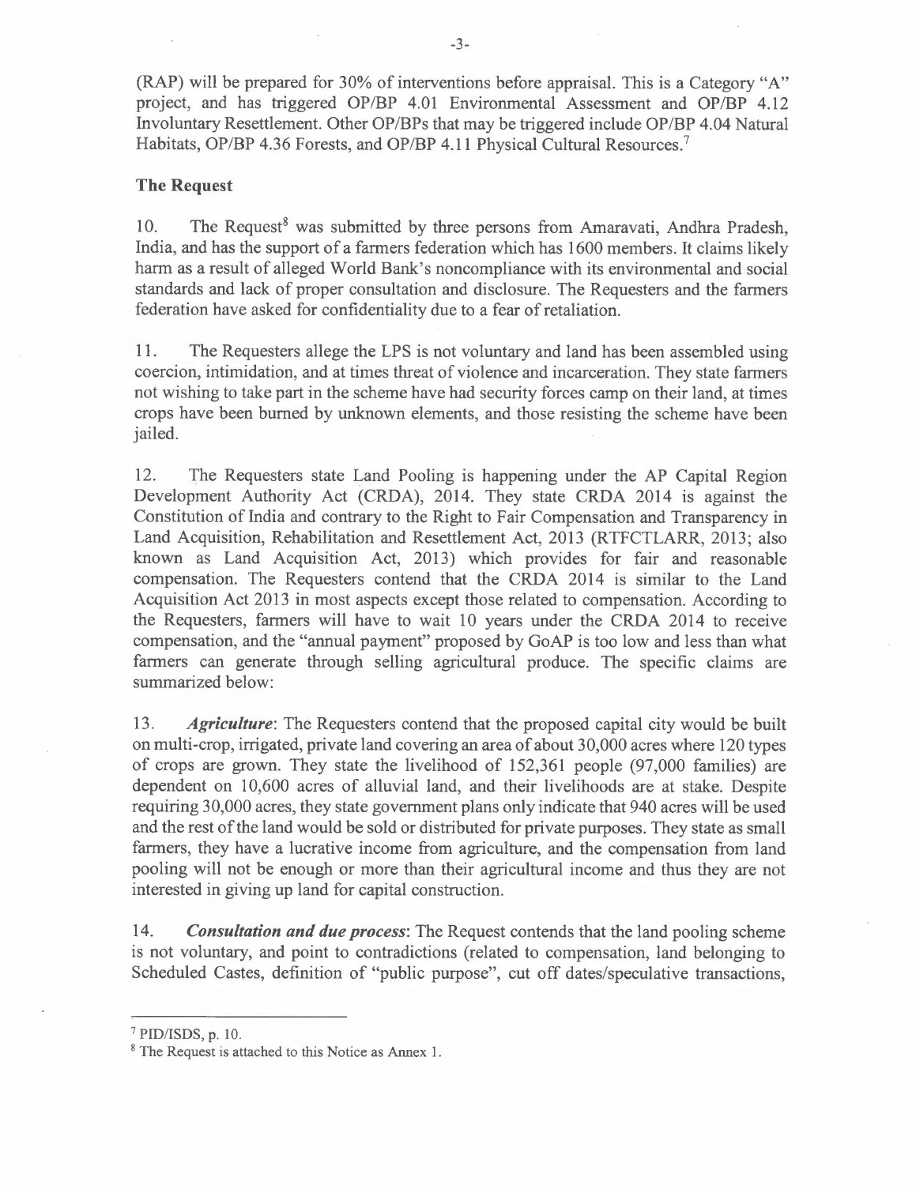(RAP) will be prepared for 30% of interventions before appraisal. This is a Category "A" project, and has triggered OP/BP 4.01 Environmental Assessment and OP/BP 4.12 Involuntary Resettlement. Other OP/BPs that may be triggered include OP/BP 4.04 Natural Habitats, OP/BP 4.36 Forests, and OP/BP 4.11 Physical Cultural Resources.[7]

**The Request**

10. The Request[8] was submitted by three persons from Amaravati, Andhra Pradesh, India, and has the support of a farmers federation which has 1600 members. It claims likely harm as a result of alleged World Bank's noncompliance with its environmental and social standards and lack of proper consultation and disclosure. The Requesters and the farmers federation have asked for confidentiality due to a fear of retaliation.

11. The Requesters allege the LPS is not voluntary and land has been assembled using coercion, intimidation, and at times threat of violence and incarceration. They state farmers not wishing to take part in the scheme have had security forces camp on their land, at times crops have been burned by unknown elements, and those resisting the scheme have been jailed.

12. The Requesters state Land Pooling is happening under the AP Capital Region Development Authority Act (CRDA), 2014. They state CRDA 2014 is against the Constitution of India and contrary to the Right to Fair Compensation and Transparency in Land Acquisition, Rehabilitation and Resettlement Act, 2013 (RTFCTLARR, 2013; also known as Land Acquisition Act, 2013) which provides for fair and reasonable compensation. The Requesters contend that the CRDA 2014 is similar to the Land Acquisition Act 2013 in most aspects except those related to compensation. According to the Requesters, farmers will have to wait 10 years under the CRDA 2014 to receive compensation, and the "annual payment" proposed by GoAP is too low and less than what farmers can generate through selling agricultural produce. The specific claims are summarized below:

13. ***Agriculture***: The Requesters contend that the proposed capital city would be built on multi-crop, irrigated, private land covering an area of about 30,000 acres where 120 types of crops are grown. They state the livelihood of 152,361 people (97,000 families) are dependent on 10,600 acres of alluvial land, and their livelihoods are at stake. Despite requiring 30,000 acres, they state government plans only indicate that 940 acres will be used and the rest of the land would be sold or distributed for private purposes. They state as small farmers, they have a lucrative income from agriculture, and the compensation from land pooling will not be enough or more than their agricultural income and thus they are not interested in giving up land for capital construction.

14. ***Consultation and due process***: The Request contends that the land pooling scheme is not voluntary, and point to contradictions (related to compensation, land belonging to Scheduled Castes, definition of "public purpose", cut off dates/speculative transactions,

---

[7] PID/ISDS, p. 10.

[8] The Request is attached to this Notice as Annex 1.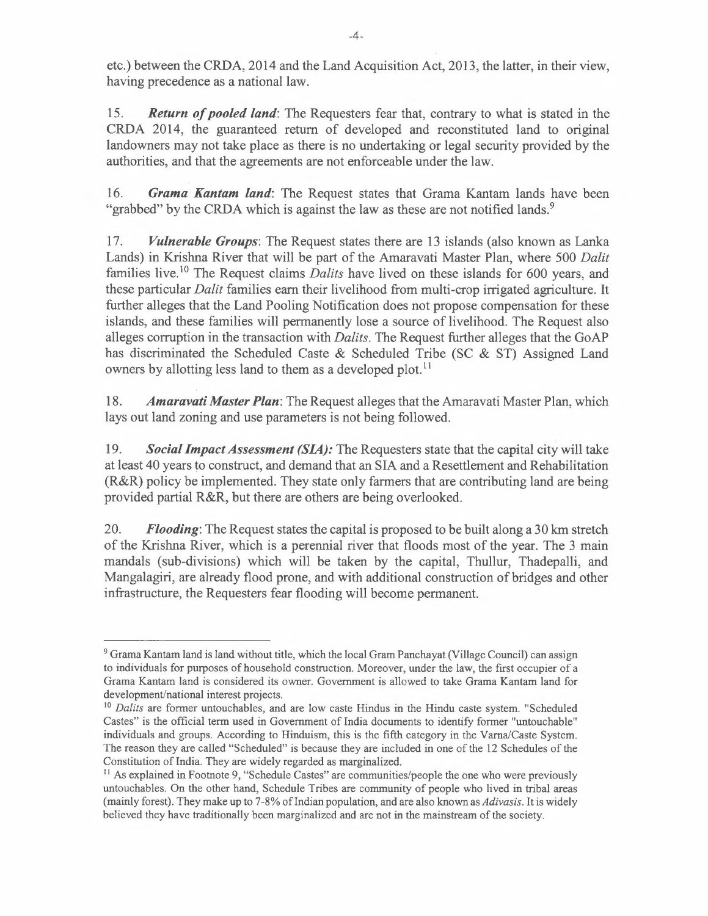etc.) between the CRDA, 2014 and the Land Acquisition Act, 2013, the latter, in their view, having precedence as a national law.

15. ***Return of pooled land***: The Requesters fear that, contrary to what is stated in the CRDA 2014, the guaranteed return of developed and reconstituted land to original landowners may not take place as there is no undertaking or legal security provided by the authorities, and that the agreements are not enforceable under the law.

16. ***Grama Kantam land***: The Request states that Grama Kantam lands have been "grabbed" by the CRDA which is against the law as these are not notified lands.[9]

17. ***Vulnerable Groups***: The Request states there are 13 islands (also known as Lanka Lands) in Krishna River that will be part of the Amaravati Master Plan, where 500 *Dalit* families live.[10] The Request claims *Dalits* have lived on these islands for 600 years, and these particular *Dalit* families earn their livelihood from multi-crop irrigated agriculture. It further alleges that the Land Pooling Notification does not propose compensation for these islands, and these families will permanently lose a source of livelihood. The Request also alleges corruption in the transaction with *Dalits*. The Request further alleges that the GoAP has discriminated the Scheduled Caste & Scheduled Tribe (SC & ST) Assigned Land owners by allotting less land to them as a developed plot.[11]

18. ***Amaravati Master Plan***: The Request alleges that the Amaravati Master Plan, which lays out land zoning and use parameters is not being followed.

19. ***Social Impact Assessment (SIA):*** The Requesters state that the capital city will take at least 40 years to construct, and demand that an SIA and a Resettlement and Rehabilitation (R&R) policy be implemented. They state only farmers that are contributing land are being provided partial R&R, but there are others are being overlooked.

20. ***Flooding***: The Request states the capital is proposed to be built along a 30 km stretch of the Krishna River, which is a perennial river that floods most of the year. The 3 main mandals (sub-divisions) which will be taken by the capital, Thullur, Thadepalli, and Mangalagiri, are already flood prone, and with additional construction of bridges and other infrastructure, the Requesters fear flooding will become permanent.

---

[9] Grama Kantam land is land without title, which the local Gram Panchayat (Village Council) can assign to individuals for purposes of household construction. Moreover, under the law, the first occupier of a Grama Kantam land is considered its owner. Government is allowed to take Grama Kantam land for development/national interest projects.

[10] *Dalits* are former untouchables, and are low caste Hindus in the Hindu caste system. "Scheduled Castes" is the official term used in Government of India documents to identify former "untouchable" individuals and groups. According to Hinduism, this is the fifth category in the Varna/Caste System. The reason they are called "Scheduled" is because they are included in one of the 12 Schedules of the Constitution of India. They are widely regarded as marginalized.

[11] As explained in Footnote 9, "Schedule Castes" are communities/people the one who were previously untouchables. On the other hand, Schedule Tribes are community of people who lived in tribal areas (mainly forest). They make up to 7-8% of Indian population, and are also known as *Adivasis*. It is widely believed they have traditionally been marginalized and are not in the mainstream of the society.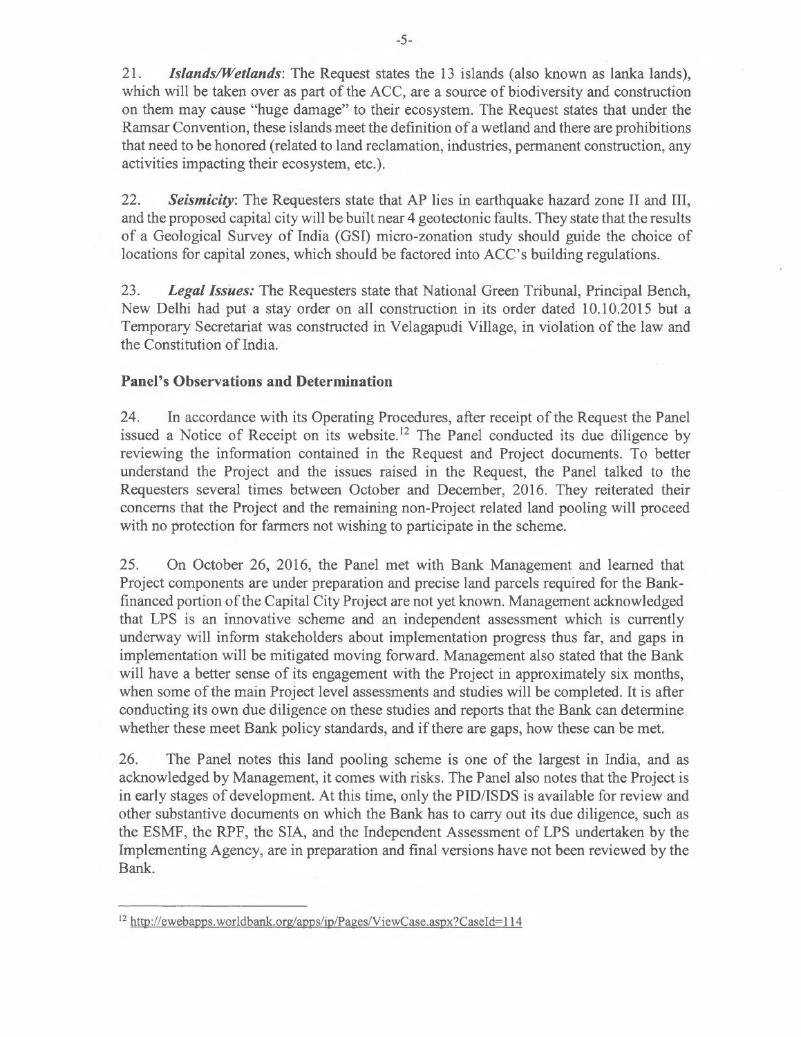21. ***Islands/Wetlands***: The Request states the 13 islands (also known as lanka lands), which will be taken over as part of the ACC, are a source of biodiversity and construction on them may cause "huge damage" to their ecosystem. The Request states that under the Ramsar Convention, these islands meet the definition of a wetland and there are prohibitions that need to be honored (related to land reclamation, industries, permanent construction, any activities impacting their ecosystem, etc.).

22. ***Seismicity***: The Requesters state that AP lies in earthquake hazard zone II and III, and the proposed capital city will be built near 4 geotectonic faults. They state that the results of a Geological Survey of India (GSI) micro-zonation study should guide the choice of locations for capital zones, which should be factored into ACC's building regulations.

23. ***Legal Issues:*** The Requesters state that National Green Tribunal, Principal Bench, New Delhi had put a stay order on all construction in its order dated 10.10.2015 but a Temporary Secretariat was constructed in Velagapudi Village, in violation of the law and the Constitution of India.

### Panel's Observations and Determination

24. In accordance with its Operating Procedures, after receipt of the Request the Panel issued a Notice of Receipt on its website.[12] The Panel conducted its due diligence by reviewing the information contained in the Request and Project documents. To better understand the Project and the issues raised in the Request, the Panel talked to the Requesters several times between October and December, 2016. They reiterated their concerns that the Project and the remaining non-Project related land pooling will proceed with no protection for farmers not wishing to participate in the scheme.

25. On October 26, 2016, the Panel met with Bank Management and learned that Project components are under preparation and precise land parcels required for the Bank-financed portion of the Capital City Project are not yet known. Management acknowledged that LPS is an innovative scheme and an independent assessment which is currently underway will inform stakeholders about implementation progress thus far, and gaps in implementation will be mitigated moving forward. Management also stated that the Bank will have a better sense of its engagement with the Project in approximately six months, when some of the main Project level assessments and studies will be completed. It is after conducting its own due diligence on these studies and reports that the Bank can determine whether these meet Bank policy standards, and if there are gaps, how these can be met.

26. The Panel notes this land pooling scheme is one of the largest in India, and as acknowledged by Management, it comes with risks. The Panel also notes that the Project is in early stages of development. At this time, only the PID/ISDS is available for review and other substantive documents on which the Bank has to carry out its due diligence, such as the ESMF, the RPF, the SIA, and the Independent Assessment of LPS undertaken by the Implementing Agency, are in preparation and final versions have not been reviewed by the Bank.

---

[12] http://ewebapps.worldbank.org/apps/ip/Pages/ViewCase.aspx?CaseId=114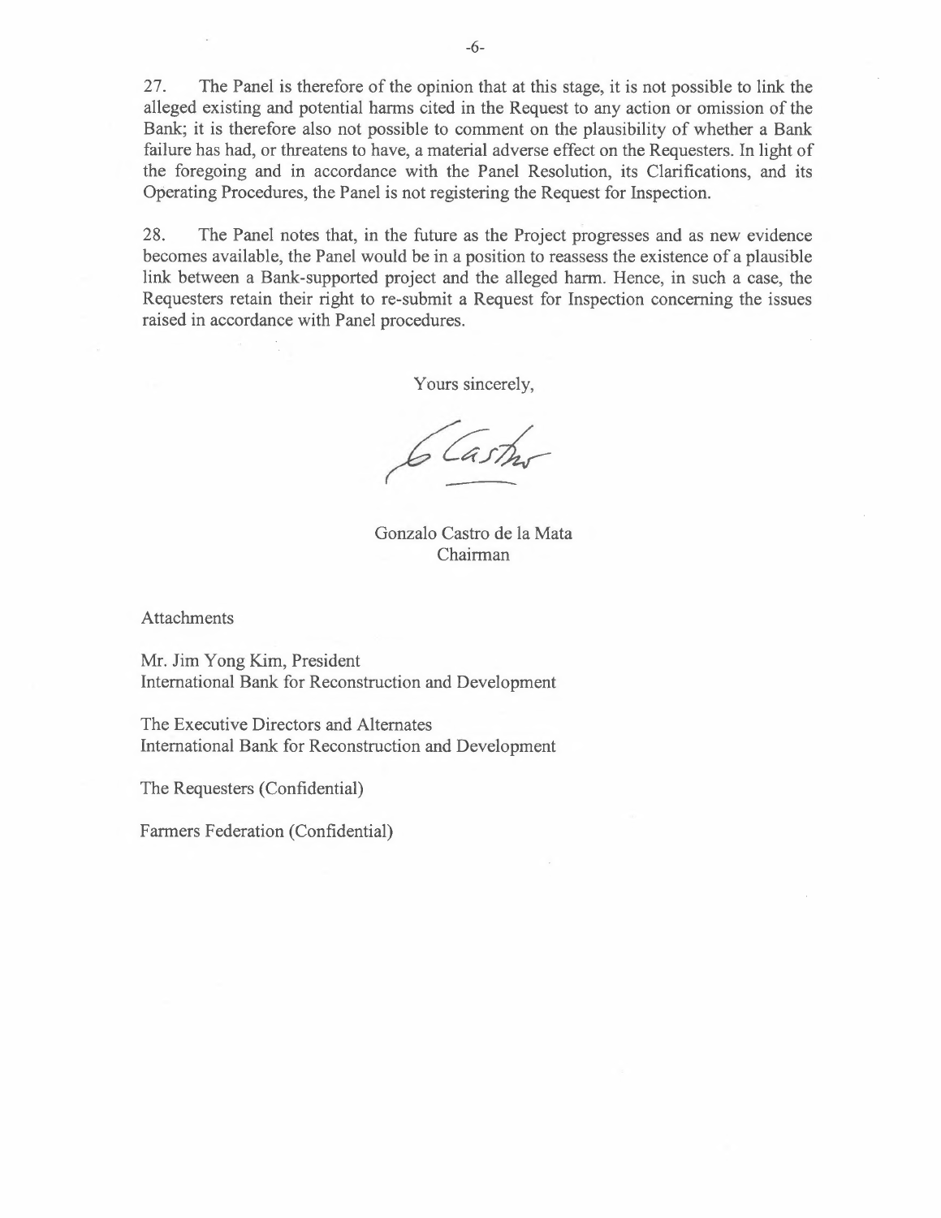27. The Panel is therefore of the opinion that at this stage, it is not possible to link the alleged existing and potential harms cited in the Request to any action or omission of the Bank; it is therefore also not possible to comment on the plausibility of whether a Bank failure has had, or threatens to have, a material adverse effect on the Requesters. In light of the foregoing and in accordance with the Panel Resolution, its Clarifications, and its Operating Procedures, the Panel is not registering the Request for Inspection.

28. The Panel notes that, in the future as the Project progresses and as new evidence becomes available, the Panel would be in a position to reassess the existence of a plausible link between a Bank-supported project and the alleged harm. Hence, in such a case, the Requesters retain their right to re-submit a Request for Inspection concerning the issues raised in accordance with Panel procedures.

Yours sincerely,

Gonzalo Castro de la Mata
Chairman

Attachments

Mr. Jim Yong Kim, President
International Bank for Reconstruction and Development

The Executive Directors and Alternates
International Bank for Reconstruction and Development

The Requesters (Confidential)

Farmers Federation (Confidential)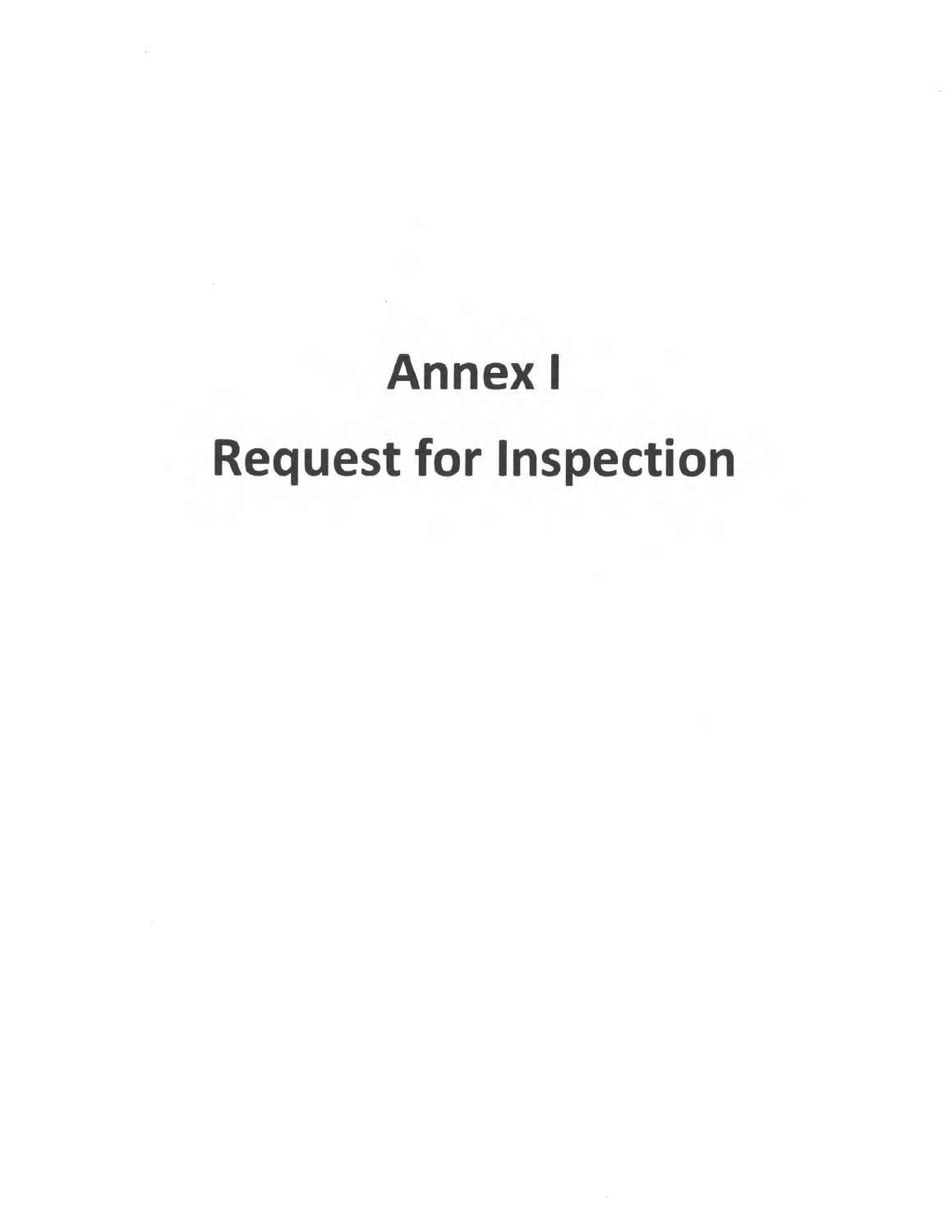# Annex I

# Request for Inspection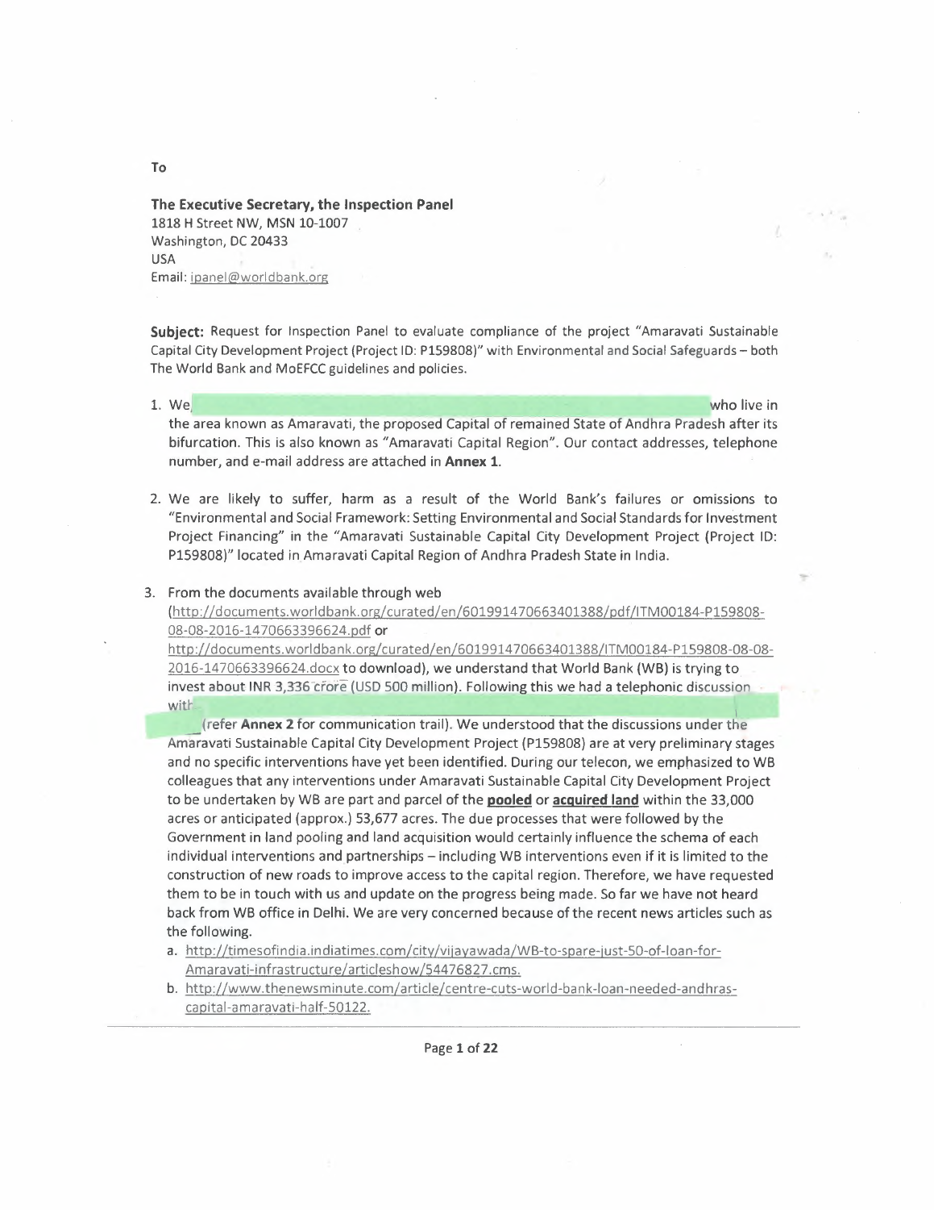To

**The Executive Secretary, the Inspection Panel**
1818 H Street NW, MSN 10-1007
Washington, DC 20433
USA
Email: ipanel@worldbank.org

**Subject:** Request for Inspection Panel to evaluate compliance of the project "Amaravati Sustainable Capital City Development Project (Project ID: P159808)" with Environmental and Social Safeguards – both The World Bank and MoEFCC guidelines and policies.

1. We who live in the area known as Amaravati, the proposed Capital of remained State of Andhra Pradesh after its bifurcation. This is also known as "Amaravati Capital Region". Our contact addresses, telephone number, and e-mail address are attached in **Annex 1**.

2. We are likely to suffer, harm as a result of the World Bank's failures or omissions to "Environmental and Social Framework: Setting Environmental and Social Standards for Investment Project Financing" in the "Amaravati Sustainable Capital City Development Project (Project ID: P159808)" located in Amaravati Capital Region of Andhra Pradesh State in India.

3. From the documents available through web (http://documents.worldbank.org/curated/en/601991470663401388/pdf/ITM00184-P159808-08-08-2016-1470663396624.pdf or http://documents.worldbank.org/curated/en/601991470663401388/ITM00184-P159808-08-08-2016-1470663396624.docx to download), we understand that World Bank (WB) is trying to invest about INR 3,336 crore (USD 500 million). Following this we had a telephonic discussion with (refer **Annex 2** for communication trail). We understood that the discussions under the Amaravati Sustainable Capital City Development Project (P159808) are at very preliminary stages and no specific interventions have yet been identified. During our telecon, we emphasized to WB colleagues that any interventions under Amaravati Sustainable Capital City Development Project to be undertaken by WB are part and parcel of the **pooled** or **acquired land** within the 33,000 acres or anticipated (approx.) 53,677 acres. The due processes that were followed by the Government in land pooling and land acquisition would certainly influence the schema of each individual interventions and partnerships – including WB interventions even if it is limited to the construction of new roads to improve access to the capital region. Therefore, we have requested them to be in touch with us and update on the progress being made. So far we have not heard back from WB office in Delhi. We are very concerned because of the recent news articles such as the following.
   a. http://timesofindia.indiatimes.com/city/vijayawada/WB-to-spare-just-50-of-loan-for-Amaravati-infrastructure/articleshow/54476827.cms.
   b. http://www.thenewsminute.com/article/centre-cuts-world-bank-loan-needed-andhras-capital-amaravati-half-50122.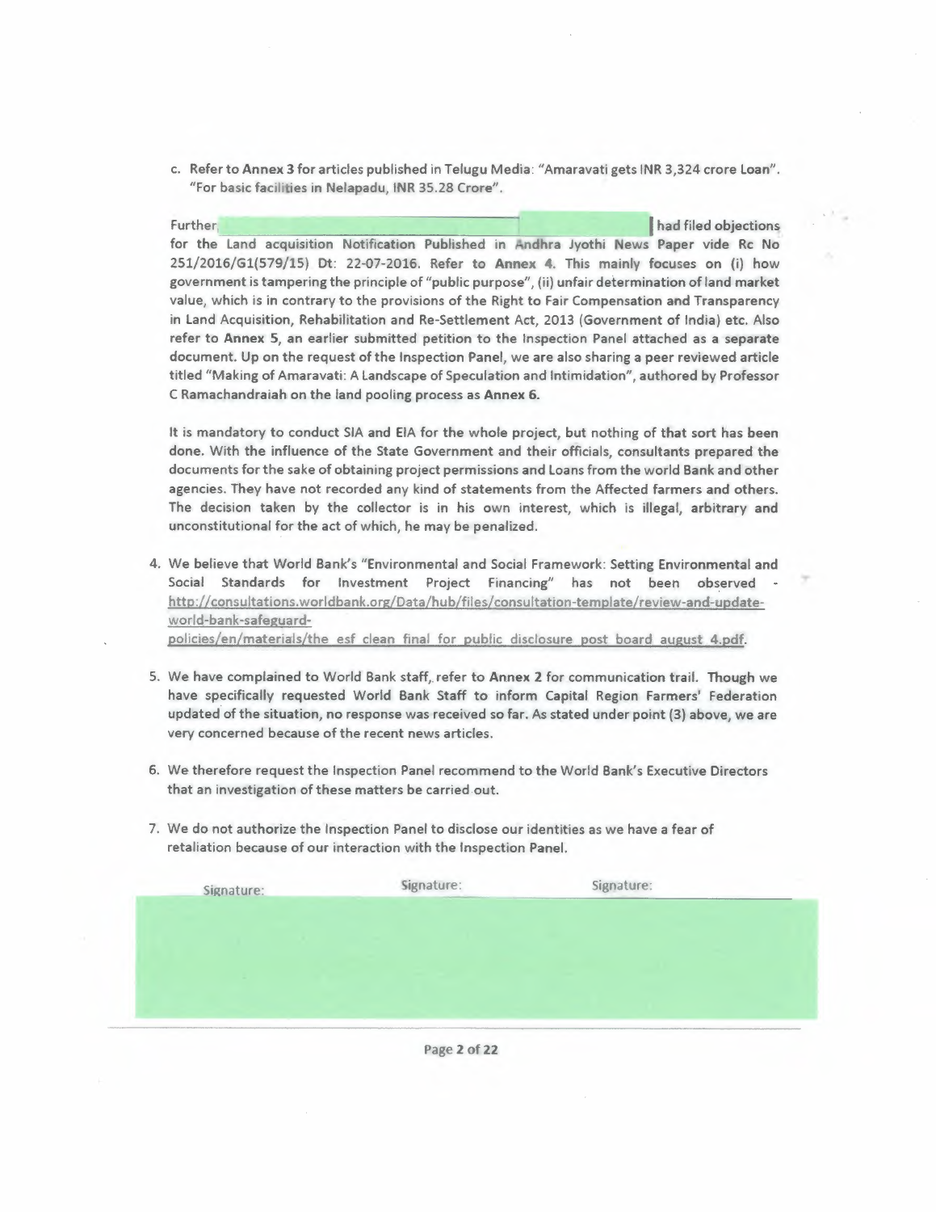c. Refer to **Annex 3** for articles published in Telugu Media: "Amaravati gets INR 3,324 crore Loan". "For basic facilities in Nelapadu, INR 35.28 Crore".

Further, had filed objections for the Land acquisition Notification Published in Andhra Jyothi News Paper vide Rc No 251/2016/G1(579/15) Dt: 22-07-2016. Refer to **Annex 4**. This mainly focuses on (i) how government is tampering the principle of "public purpose", (ii) unfair determination of land market value, which is in contrary to the provisions of the Right to Fair Compensation and Transparency in Land Acquisition, Rehabilitation and Re-Settlement Act, 2013 (Government of India) etc. Also refer to **Annex 5**, an earlier submitted petition to the Inspection Panel attached as a separate document. Up on the request of the Inspection Panel, we are also sharing a peer reviewed article titled "Making of Amaravati: A Landscape of Speculation and Intimidation", authored by Professor C Ramachandraiah on the land pooling process as **Annex 6**.

It is mandatory to conduct SIA and EIA for the whole project, but nothing of that sort has been done. With the influence of the State Government and their officials, consultants prepared the documents for the sake of obtaining project permissions and Loans from the world Bank and other agencies. They have not recorded any kind of statements from the Affected farmers and others. The decision taken by the collector is in his own interest, which is illegal, arbitrary and unconstitutional for the act of which, he may be penalized.

4. We believe that World Bank's "Environmental and Social Framework: Setting Environmental and Social Standards for Investment Project Financing" has not been observed - http://consultations.worldbank.org/Data/hub/files/consultation-template/review-and-update-world-bank-safeguard-policies/en/materials/the_esf_clean_final_for_public_disclosure_post_board_august_4.pdf.

5. We have complained to World Bank staff, refer to **Annex 2** for communication trail. Though we have specifically requested World Bank Staff to inform Capital Region Farmers' Federation updated of the situation, no response was received so far. As stated under point (3) above, we are very concerned because of the recent news articles.

6. We therefore request the Inspection Panel recommend to the World Bank's Executive Directors that an investigation of these matters be carried out.

7. We do not authorize the Inspection Panel to disclose our identities as we have a fear of retaliation because of our interaction with the Inspection Panel.

Signature: Signature: Signature: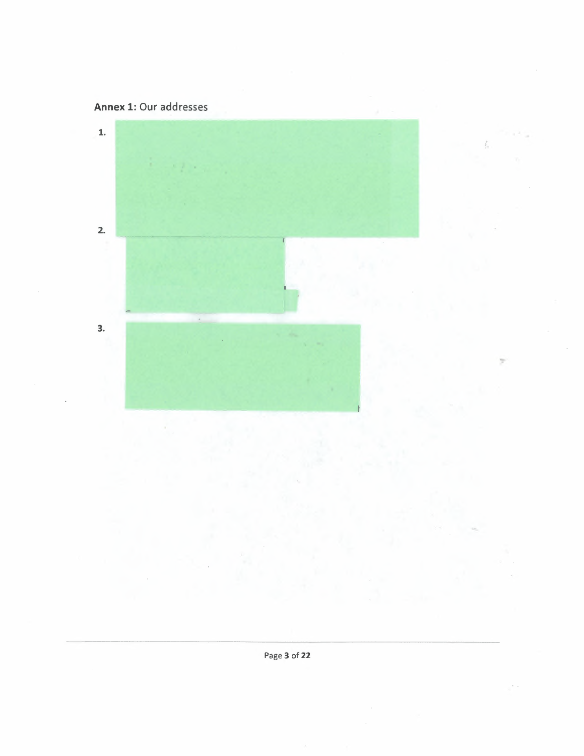**Annex 1:** Our addresses

1.

2.

3.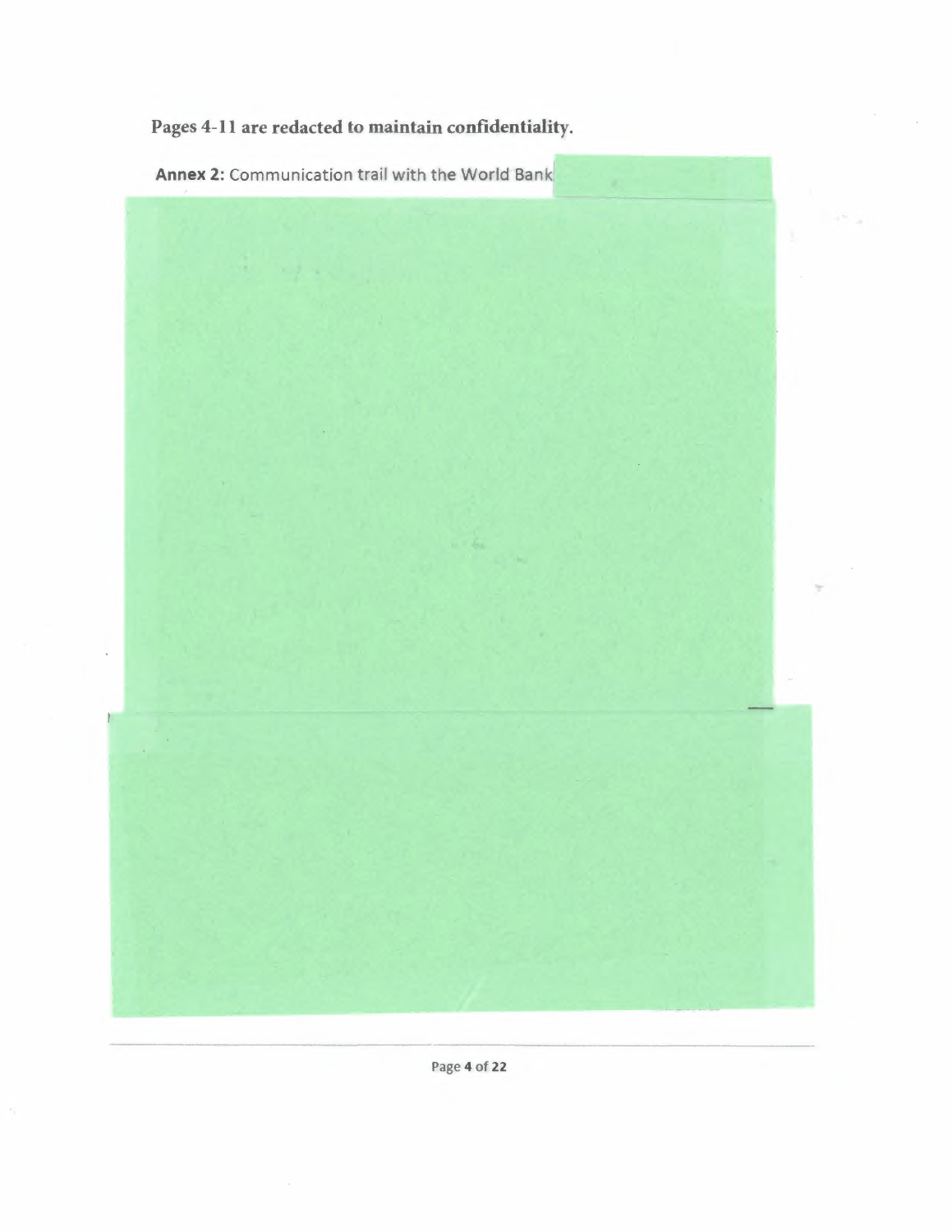**Pages 4-11 are redacted to maintain confidentiality.**

**Annex 2:** Communication trail with the World Bank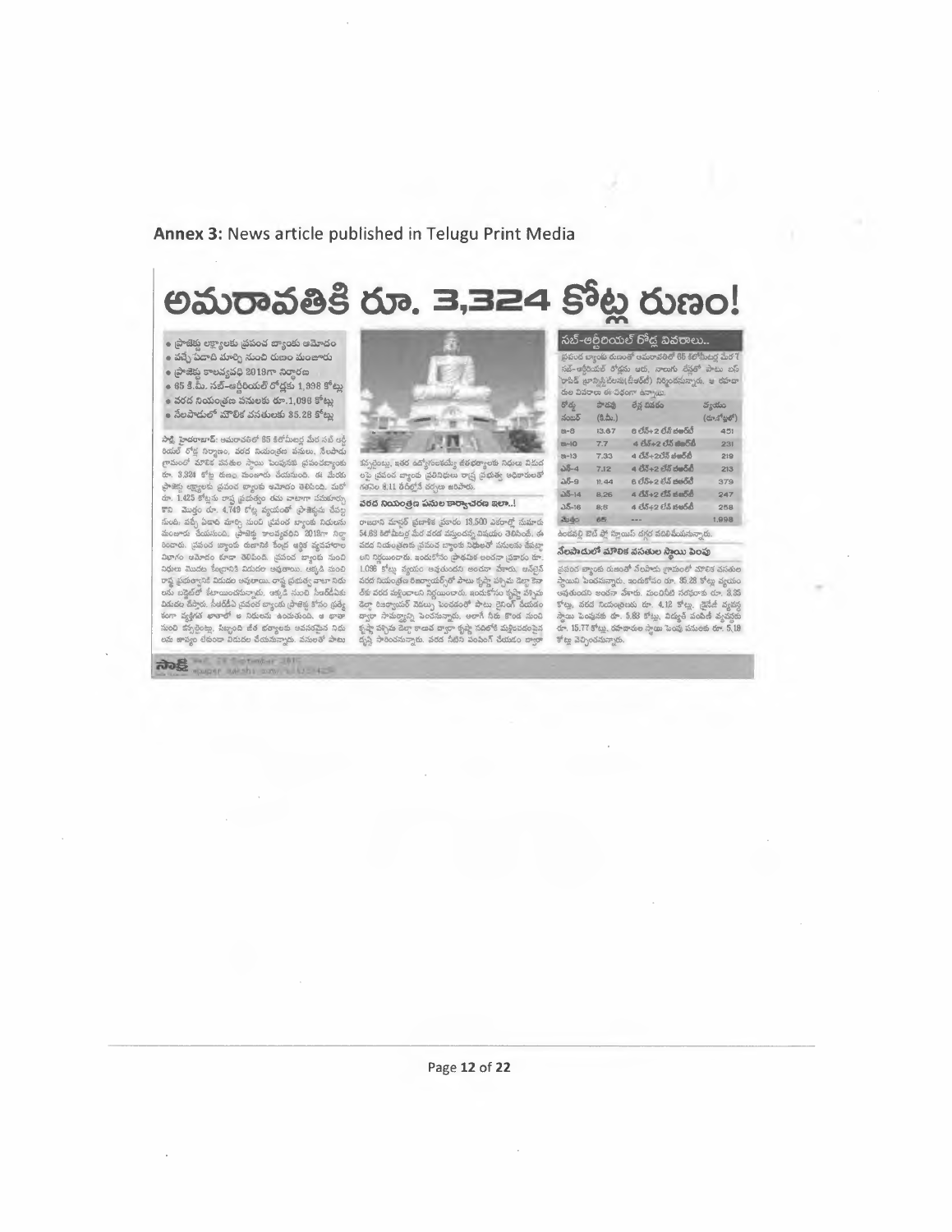**Annex 3:** News article published in Telugu Print Media

# అమరావతికి రూ. 3,324 కోట్ల రుణం!

- ప్రాజెక్టు లక్ష్యాలకు ప్రపంచ బ్యాంకు ఆమోదం
- వచ్చే ఏడాది మార్చి నుంచి రుణం మంజూరు
- ప్రాజెక్టు కాలవ్యవధి 2019గా నిర్ధారణ
- 65 కి.మీ. సబ్-ఆర్టీరియల్ రోడ్లకు 1,998 కోట్లు
- వరద నియంత్రణ పనులకు రూ.1,098 కోట్లు
- నేలపాడులో మౌలిక వసతులకు 35.28 కోట్లు

సాక్షి, హైదరాబాద్: అమరావతిలో 65 కిలోమీటర్ల మేర సబ్ ఆర్టీరియల్ రోడ్ల నిర్మాణం, వరద నియంత్రణ పనులు, నేలపాడు గ్రామంలో మౌలిక వసతుల స్థాయి పెంపునకు ప్రపంచబ్యాంకు రూ. 3,324 కోట్ల రుణం మంజూరు చేయనుంది.

### వరద నియంత్రణ పనుల కార్యాచరణ ఇలా..!

### సబ్-ఆర్టీరియల్ రోడ్ల వివరాలు..

ప్రపంచ బ్యాంకు రుణంతో అమరావతిలో 65 కిలోమీటర్ల మేర 7 సబ్-ఆర్టీరియల్ రోడ్లను ఆరు, నాలుగు లేన్లతో పాటు బస్ ర్యాపిడ్ ట్రాన్సిట్ సిస్టమ్(బీఆర్టీ) నిర్మించనున్నారు. ఆ రహదారుల వివరాలు ఈ విధంగా ఉన్నాయి.

| రోడ్డు నంబర్ | పొడవు (కి.మీ.) | లేన్ల వివరం | వ్యయం (రూ.కోట్లలో) |
|---|---|---|---|
| ఇ-8 | 13.67 | 6 లేన్+2 లేన్ బీఆర్టీ | 451 |
| ఇ-10 | 7.7 | 4 లేన్+2 లేన్ బీఆర్టీ | 231 |
| ఇ-13 | 7.33 | 4 లేన్+2లేన్ బీఆర్టీ | 219 |
| ఎన్-4 | 7.12 | 4 లేన్+2 లేన్ బీఆర్టీ | 213 |
| ఎన్-9 | 11.44 | 6 లేన్+2 లేన్ బీఆర్టీ | 379 |
| ఎన్-14 | 8.26 | 4 లేన్+2 లేన్ బీఆర్టీ | 247 |
| ఎన్-16 | 8.6 | 4 లేన్+2 లేన్ బీఆర్టీ | 258 |
| మొత్తం | 65 | --- | 1,998 |

### నేలపాడులో మౌలిక వసతుల స్థాయి పెంపు

ప్రపంచ బ్యాంకు రుణంతో నేలపాడు గ్రామంలో మౌలిక వసతుల స్థాయిని పెంచనున్నారు. ఇందుకోసం రూ. 35.28 కోట్లు వ్యయం అవుతుందని అంచనా వేశారు. మంచినీటి సరఫరాకు రూ. 3.35 కోట్లు, వరద నియంత్రణకు రూ. 4.12 కోట్లు, డ్రైనేజీ వ్యవస్థ స్థాయి పెంపునకు రూ. 5.83 కోట్లు, విద్యుత్ పంపిణీ వ్యవస్థకు రూ. 15.77 కోట్లు, రహదారుల స్థాయి పెంపు పనులకు రూ. 5.18 కోట్లు వెచ్చించనున్నారు.

సాక్షి Wed, 23 September 2015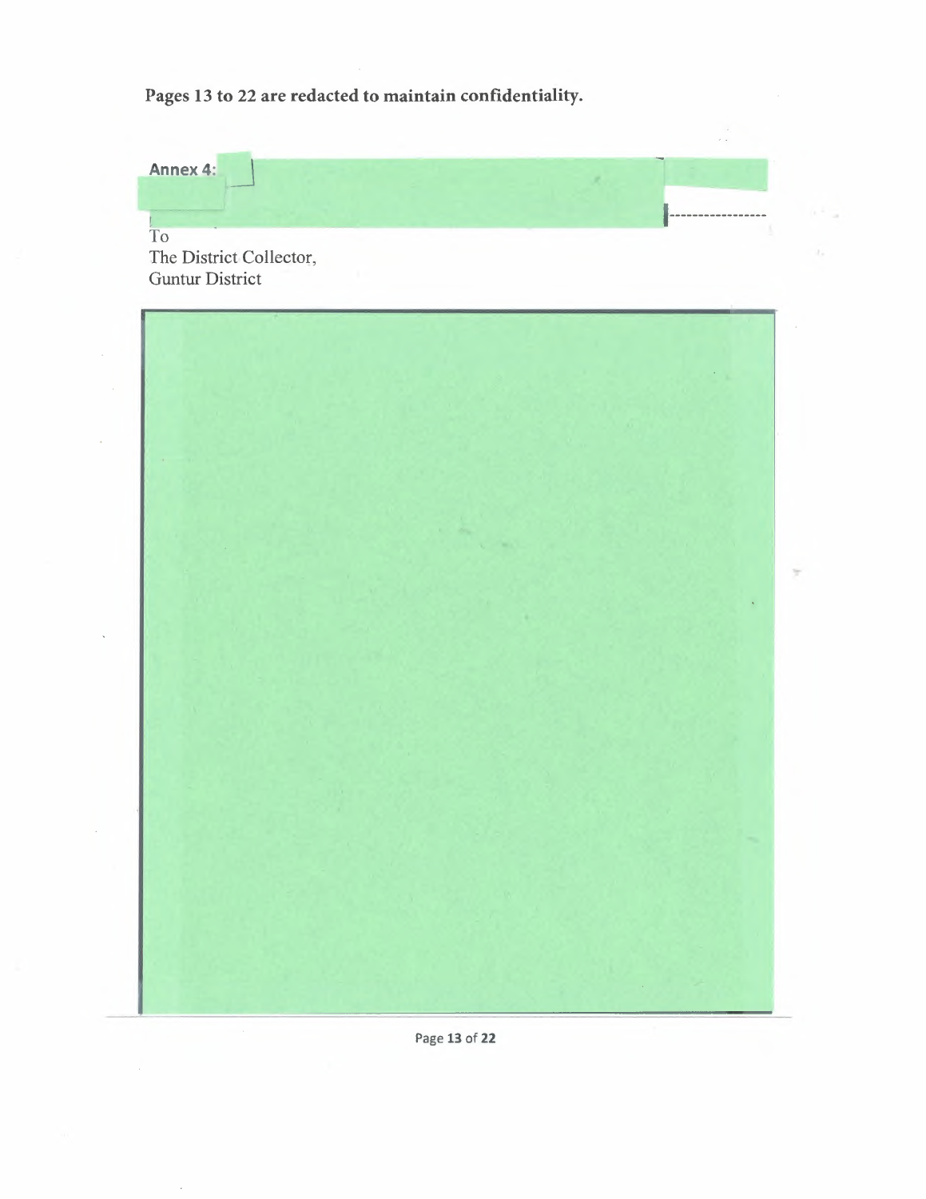**Pages 13 to 22 are redacted to maintain confidentiality.**

**Annex 4:**

To
The District Collector,
Guntur District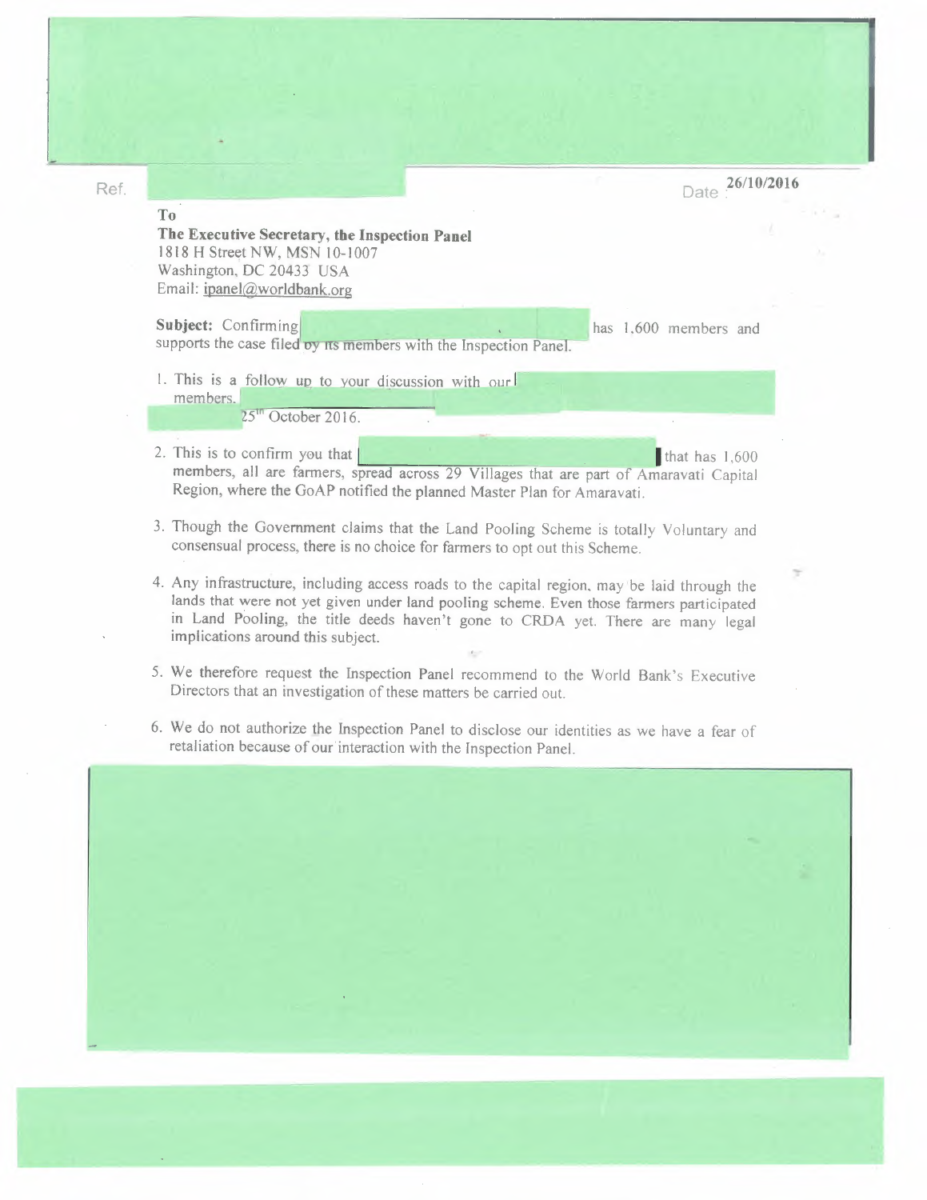Ref. Date : 26/10/2016

To
**The Executive Secretary, the Inspection Panel**
1818 H Street NW, MSN 10-1007
Washington, DC 20433 USA
Email: ipanel@worldbank.org

**Subject:** Confirming has 1,600 members and supports the case filed by its members with the Inspection Panel.

1. This is a follow up to your discussion with our members. 25th October 2016.
2. This is to confirm you that that has 1,600 members, all are farmers, spread across 29 Villages that are part of Amaravati Capital Region, where the GoAP notified the planned Master Plan for Amaravati.
3. Though the Government claims that the Land Pooling Scheme is totally Voluntary and consensual process, there is no choice for farmers to opt out this Scheme.
4. Any infrastructure, including access roads to the capital region, may be laid through the lands that were not yet given under land pooling scheme. Even those farmers participated in Land Pooling, the title deeds haven't gone to CRDA yet. There are many legal implications around this subject.
5. We therefore request the Inspection Panel recommend to the World Bank's Executive Directors that an investigation of these matters be carried out.
6. We do not authorize the Inspection Panel to disclose our identities as we have a fear of retaliation because of our interaction with the Inspection Panel.